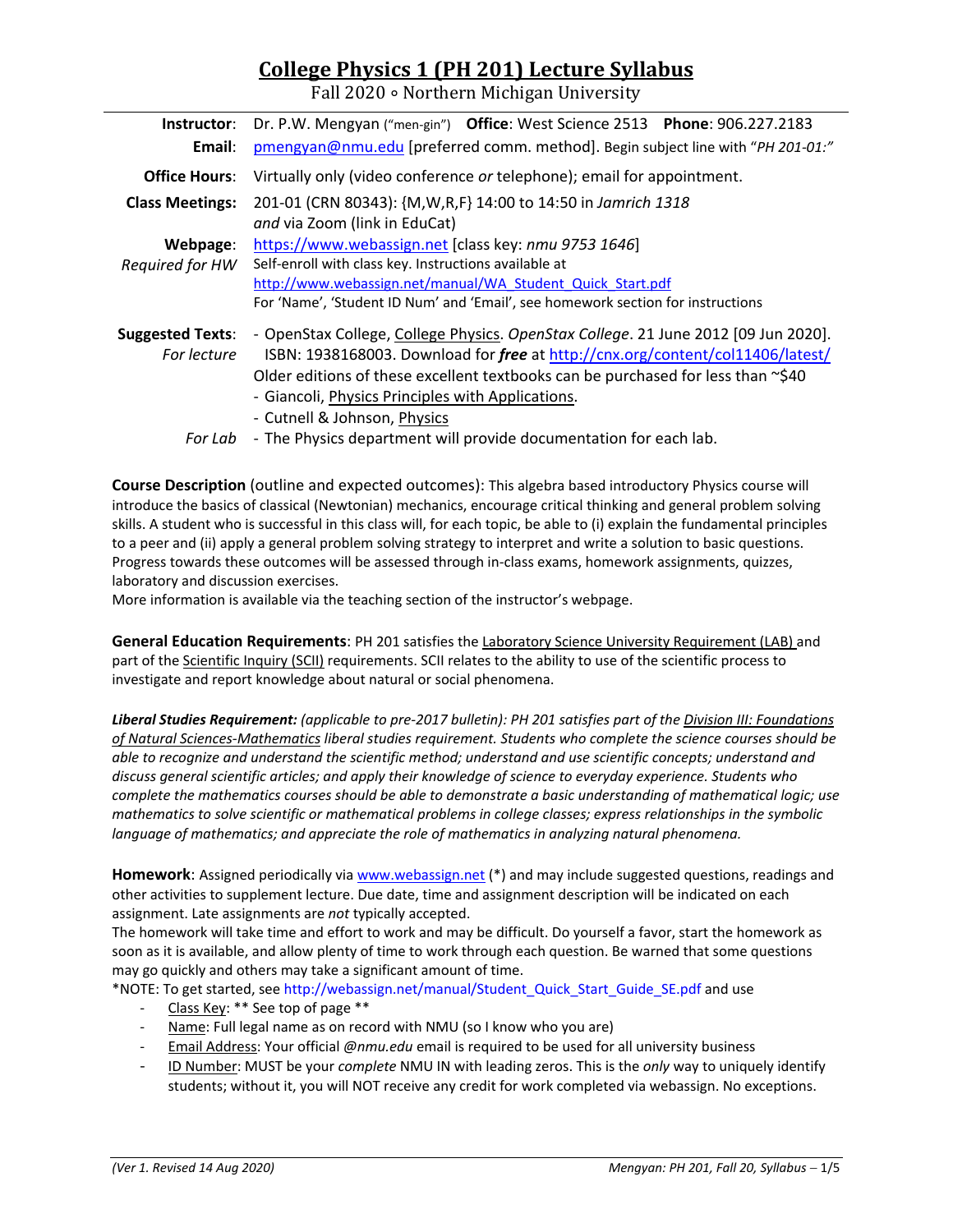# College Physics 1 (PH 201) Lecture Syllabus

Fall 2020 ∘ Northern Michigan University

| | |
|---|---|
| **Instructor**: | Dr. P.W. Mengyan ("men-gin") **Office**: West Science 2513 **Phone**: 906.227.2183 |
| **Email**: | pmengyan@nmu.edu [preferred comm. method]. Begin subject line with "*PH 201-01:*" |
| **Office Hours**: | Virtually only (video conference *or* telephone); email for appointment. |
| **Class Meetings**: | 201-01 (CRN 80343): {M,W,R,F} 14:00 to 14:50 in *Jamrich 1318* *and* via Zoom (link in EduCat) |
| **Webpage**: *Required for HW* | https://www.webassign.net [class key: *nmu 9753 1646*] Self-enroll with class key. Instructions available at http://www.webassign.net/manual/WA_Student_Quick_Start.pdf For 'Name', 'Student ID Num' and 'Email', see homework section for instructions |
| **Suggested Texts**: *For lecture* | - OpenStax College, College Physics. *OpenStax College*. 21 June 2012 [09 Jun 2020]. ISBN: 1938168003. Download for ***free*** at http://cnx.org/content/col11406/latest/ Older editions of these excellent textbooks can be purchased for less than ~$40 - Giancoli, Physics Principles with Applications. - Cutnell & Johnson, Physics |
| *For Lab* | - The Physics department will provide documentation for each lab. |

**Course Description** (outline and expected outcomes): This algebra based introductory Physics course will introduce the basics of classical (Newtonian) mechanics, encourage critical thinking and general problem solving skills. A student who is successful in this class will, for each topic, be able to (i) explain the fundamental principles to a peer and (ii) apply a general problem solving strategy to interpret and write a solution to basic questions. Progress towards these outcomes will be assessed through in-class exams, homework assignments, quizzes, laboratory and discussion exercises.
More information is available via the teaching section of the instructor's webpage.

**General Education Requirements**: PH 201 satisfies the Laboratory Science University Requirement (LAB) and part of the Scientific Inquiry (SCII) requirements. SCII relates to the ability to use of the scientific process to investigate and report knowledge about natural or social phenomena.

***Liberal Studies Requirement:*** *(applicable to pre-2017 bulletin): PH 201 satisfies part of the Division III: Foundations of Natural Sciences-Mathematics liberal studies requirement. Students who complete the science courses should be able to recognize and understand the scientific method; understand and use scientific concepts; understand and discuss general scientific articles; and apply their knowledge of science to everyday experience. Students who complete the mathematics courses should be able to demonstrate a basic understanding of mathematical logic; use mathematics to solve scientific or mathematical problems in college classes; express relationships in the symbolic language of mathematics; and appreciate the role of mathematics in analyzing natural phenomena.*

**Homework**: Assigned periodically via www.webassign.net (*) and may include suggested questions, readings and other activities to supplement lecture. Due date, time and assignment description will be indicated on each assignment. Late assignments are *not* typically accepted.
The homework will take time and effort to work and may be difficult. Do yourself a favor, start the homework as soon as it is available, and allow plenty of time to work through each question. Be warned that some questions may go quickly and others may take a significant amount of time.
*NOTE: To get started, see http://webassign.net/manual/Student_Quick_Start_Guide_SE.pdf and use

- Class Key: ** See top of page **
- Name: Full legal name as on record with NMU (so I know who you are)
- Email Address: Your official *@nmu.edu* email is required to be used for all university business
- ID Number: MUST be your *complete* NMU IN with leading zeros. This is the *only* way to uniquely identify students; without it, you will NOT receive any credit for work completed via webassign. No exceptions.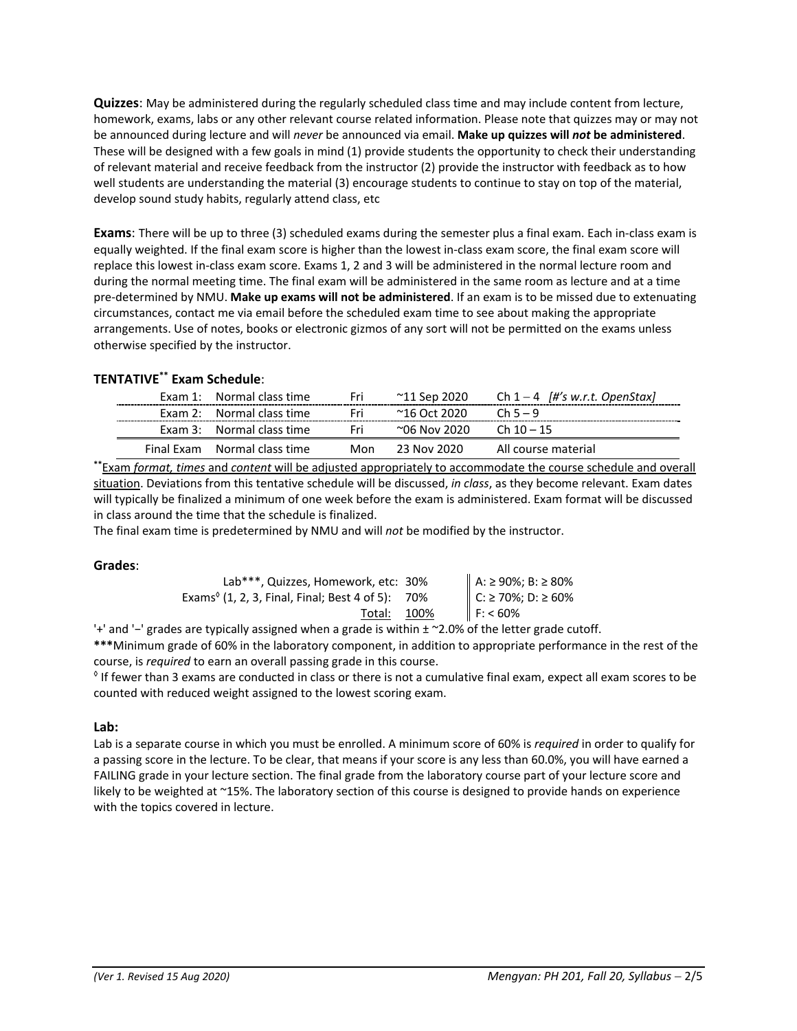**Quizzes**: May be administered during the regularly scheduled class time and may include content from lecture, homework, exams, labs or any other relevant course related information. Please note that quizzes may or may not be announced during lecture and will *never* be announced via email. **Make up quizzes will *not* be administered**. These will be designed with a few goals in mind (1) provide students the opportunity to check their understanding of relevant material and receive feedback from the instructor (2) provide the instructor with feedback as to how well students are understanding the material (3) encourage students to continue to stay on top of the material, develop sound study habits, regularly attend class, etc

**Exams**: There will be up to three (3) scheduled exams during the semester plus a final exam. Each in-class exam is equally weighted. If the final exam score is higher than the lowest in-class exam score, the final exam score will replace this lowest in-class exam score. Exams 1, 2 and 3 will be administered in the normal lecture room and during the normal meeting time. The final exam will be administered in the same room as lecture and at a time pre-determined by NMU. **Make up exams will not be administered**. If an exam is to be missed due to extenuating circumstances, contact me via email before the scheduled exam time to see about making the appropriate arrangements. Use of notes, books or electronic gizmos of any sort will not be permitted on the exams unless otherwise specified by the instructor.

**TENTATIVE\*\* Exam Schedule**:

| | | | | |
|---|---|---|---|---|
| Exam 1: | Normal class time | Fri | ~11 Sep 2020 | Ch 1 – 4 *[#'s w.r.t. OpenStax]* |
| Exam 2: | Normal class time | Fri | ~16 Oct 2020 | Ch 5 – 9 |
| Exam 3: | Normal class time | Fri | ~06 Nov 2020 | Ch 10 – 15 |
| Final Exam | Normal class time | Mon | 23 Nov 2020 | All course material |

\*\*Exam *format, times* and *content* will be adjusted appropriately to accommodate the course schedule and overall situation. Deviations from this tentative schedule will be discussed, *in class*, as they become relevant. Exam dates will typically be finalized a minimum of one week before the exam is administered. Exam format will be discussed in class around the time that the schedule is finalized.

The final exam time is predetermined by NMU and will *not* be modified by the instructor.

**Grades**:

| | | |
|---|---|---|
| Lab\*\*\*, Quizzes, Homework, etc: | 30% | A: ≥ 90%; B: ≥ 80% |
| Exams◊ (1, 2, 3, Final, Final; Best 4 of 5): | 70% | C: ≥ 70%; D: ≥ 60% |
| Total: | 100% | F: < 60% |

'+' and '−' grades are typically assigned when a grade is within ± ~2.0% of the letter grade cutoff.

**\*\*\***Minimum grade of 60% in the laboratory component, in addition to appropriate performance in the rest of the course, is *required* to earn an overall passing grade in this course.

◊ If fewer than 3 exams are conducted in class or there is not a cumulative final exam, expect all exam scores to be counted with reduced weight assigned to the lowest scoring exam.

**Lab:**

Lab is a separate course in which you must be enrolled. A minimum score of 60% is *required* in order to qualify for a passing score in the lecture. To be clear, that means if your score is any less than 60.0%, you will have earned a FAILING grade in your lecture section. The final grade from the laboratory course part of your lecture score and likely to be weighted at ~15%. The laboratory section of this course is designed to provide hands on experience with the topics covered in lecture.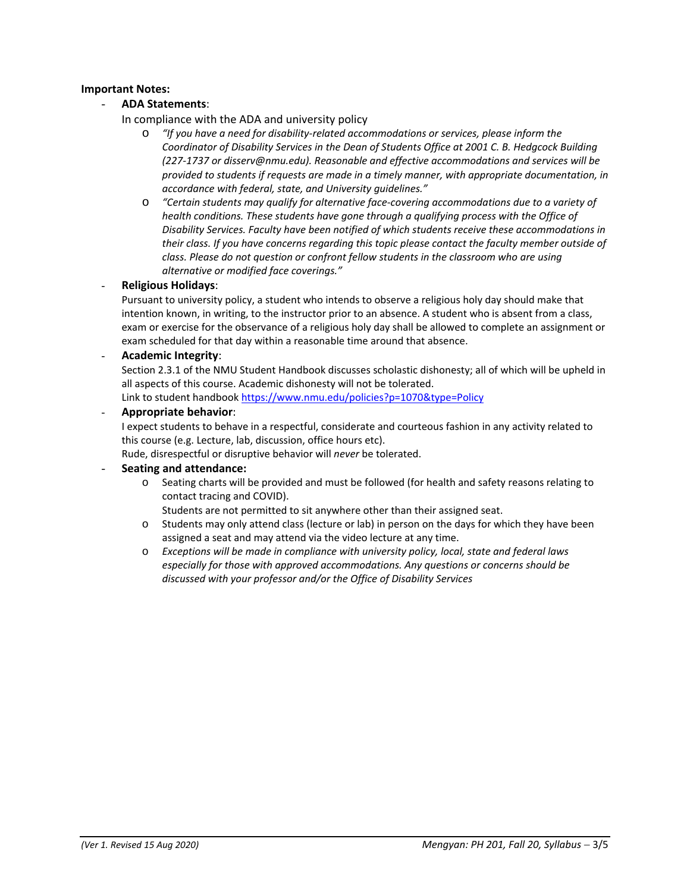**Important Notes:**

- **ADA Statements**:

  In compliance with the ADA and university policy

  - *"If you have a need for disability-related accommodations or services, please inform the Coordinator of Disability Services in the Dean of Students Office at 2001 C. B. Hedgcock Building (227-1737 or disserv@nmu.edu). Reasonable and effective accommodations and services will be provided to students if requests are made in a timely manner, with appropriate documentation, in accordance with federal, state, and University guidelines."*
  - *"Certain students may qualify for alternative face-covering accommodations due to a variety of health conditions. These students have gone through a qualifying process with the Office of Disability Services. Faculty have been notified of which students receive these accommodations in their class. If you have concerns regarding this topic please contact the faculty member outside of class. Please do not question or confront fellow students in the classroom who are using alternative or modified face coverings."*

- **Religious Holidays**:

  Pursuant to university policy, a student who intends to observe a religious holy day should make that intention known, in writing, to the instructor prior to an absence. A student who is absent from a class, exam or exercise for the observance of a religious holy day shall be allowed to complete an assignment or exam scheduled for that day within a reasonable time around that absence.

- **Academic Integrity**:

  Section 2.3.1 of the NMU Student Handbook discusses scholastic dishonesty; all of which will be upheld in all aspects of this course. Academic dishonesty will not be tolerated.

  Link to student handbook [https://www.nmu.edu/policies?p=1070&type=Policy](https://www.nmu.edu/policies?p=1070&type=Policy)

- **Appropriate behavior**:

  I expect students to behave in a respectful, considerate and courteous fashion in any activity related to this course (e.g. Lecture, lab, discussion, office hours etc).

  Rude, disrespectful or disruptive behavior will *never* be tolerated.

- **Seating and attendance:**
  - Seating charts will be provided and must be followed (for health and safety reasons relating to contact tracing and COVID).

    Students are not permitted to sit anywhere other than their assigned seat.
  - Students may only attend class (lecture or lab) in person on the days for which they have been assigned a seat and may attend via the video lecture at any time.
  - *Exceptions will be made in compliance with university policy, local, state and federal laws especially for those with approved accommodations. Any questions or concerns should be discussed with your professor and/or the Office of Disability Services*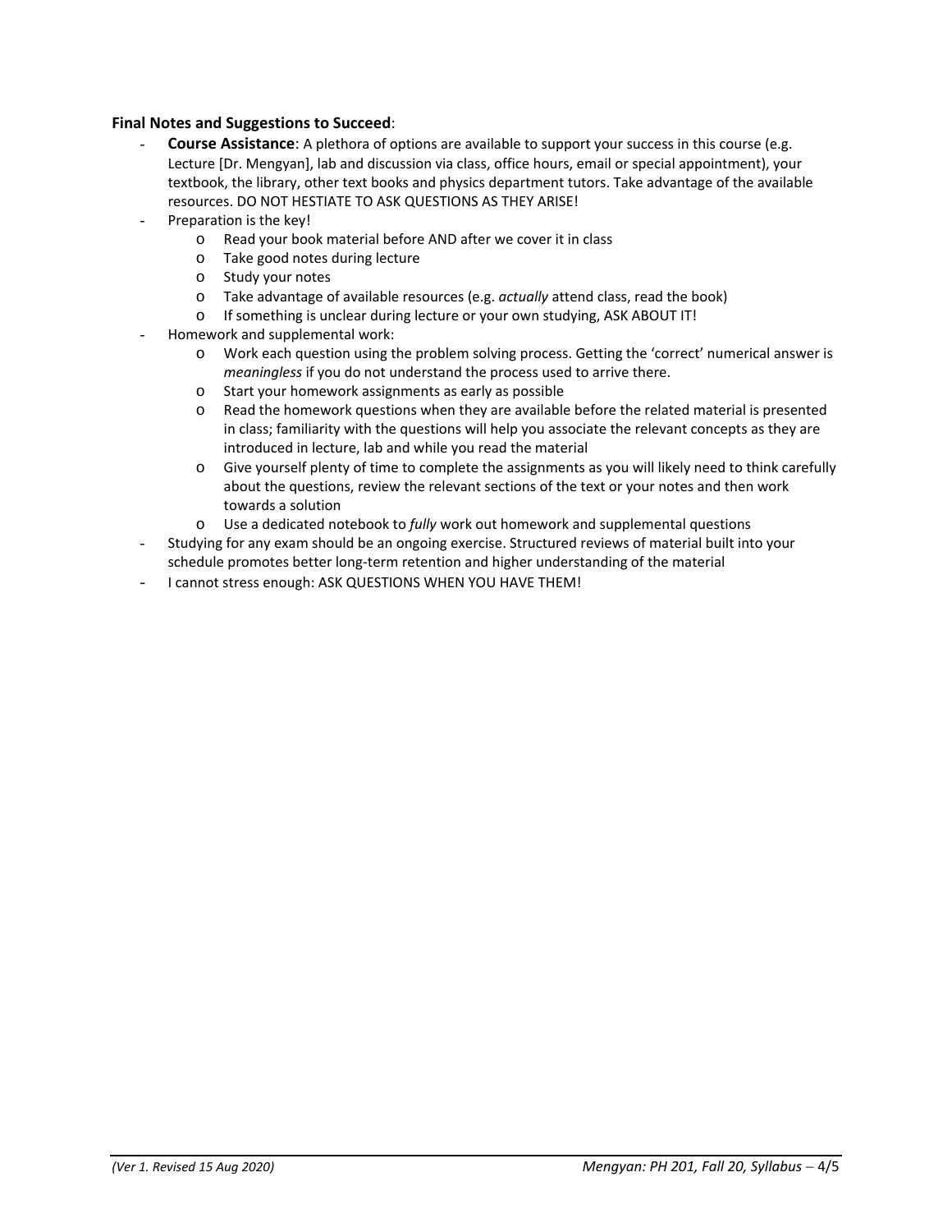**Final Notes and Suggestions to Succeed**:

- **Course Assistance**: A plethora of options are available to support your success in this course (e.g. Lecture [Dr. Mengyan], lab and discussion via class, office hours, email or special appointment), your textbook, the library, other text books and physics department tutors. Take advantage of the available resources. DO NOT HESTIATE TO ASK QUESTIONS AS THEY ARISE!
- Preparation is the key!
  - Read your book material before AND after we cover it in class
  - Take good notes during lecture
  - Study your notes
  - Take advantage of available resources (e.g. *actually* attend class, read the book)
  - If something is unclear during lecture or your own studying, ASK ABOUT IT!
- Homework and supplemental work:
  - Work each question using the problem solving process. Getting the 'correct' numerical answer is *meaningless* if you do not understand the process used to arrive there.
  - Start your homework assignments as early as possible
  - Read the homework questions when they are available before the related material is presented in class; familiarity with the questions will help you associate the relevant concepts as they are introduced in lecture, lab and while you read the material
  - Give yourself plenty of time to complete the assignments as you will likely need to think carefully about the questions, review the relevant sections of the text or your notes and then work towards a solution
  - Use a dedicated notebook to *fully* work out homework and supplemental questions
- Studying for any exam should be an ongoing exercise. Structured reviews of material built into your schedule promotes better long-term retention and higher understanding of the material
- I cannot stress enough: ASK QUESTIONS WHEN YOU HAVE THEM!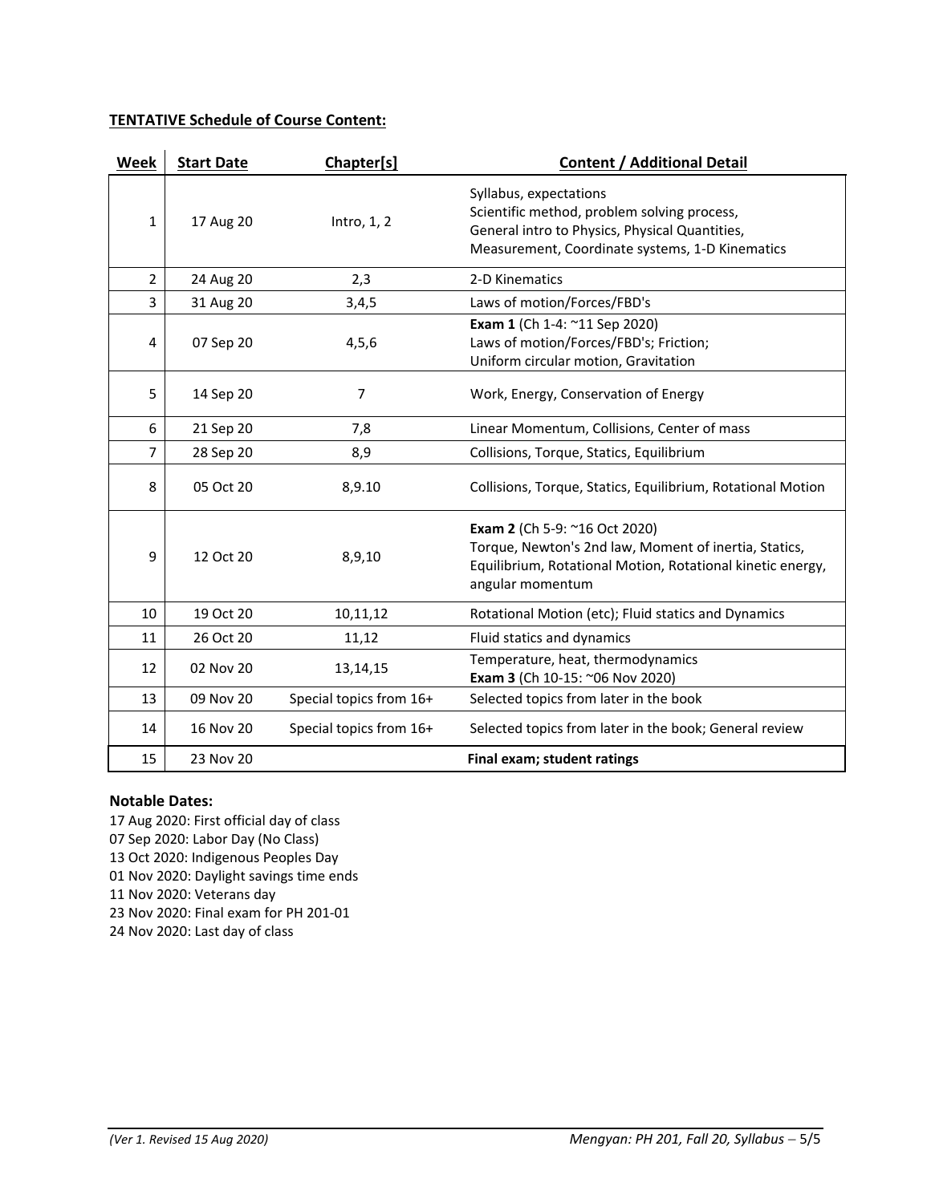**TENTATIVE Schedule of Course Content:**

| Week | Start Date | Chapter[s] | Content / Additional Detail |
|---|---|---|---|
| 1 | 17 Aug 20 | Intro, 1, 2 | Syllabus, expectations<br>Scientific method, problem solving process,<br>General intro to Physics, Physical Quantities,<br>Measurement, Coordinate systems, 1-D Kinematics |
| 2 | 24 Aug 20 | 2,3 | 2-D Kinematics |
| 3 | 31 Aug 20 | 3,4,5 | Laws of motion/Forces/FBD's |
| 4 | 07 Sep 20 | 4,5,6 | **Exam 1** (Ch 1-4: ~11 Sep 2020)<br>Laws of motion/Forces/FBD's; Friction;<br>Uniform circular motion, Gravitation |
| 5 | 14 Sep 20 | 7 | Work, Energy, Conservation of Energy |
| 6 | 21 Sep 20 | 7,8 | Linear Momentum, Collisions, Center of mass |
| 7 | 28 Sep 20 | 8,9 | Collisions, Torque, Statics, Equilibrium |
| 8 | 05 Oct 20 | 8,9.10 | Collisions, Torque, Statics, Equilibrium, Rotational Motion |
| 9 | 12 Oct 20 | 8,9,10 | **Exam 2** (Ch 5-9: ~16 Oct 2020)<br>Torque, Newton's 2nd law, Moment of inertia, Statics,<br>Equilibrium, Rotational Motion, Rotational kinetic energy,<br>angular momentum |
| 10 | 19 Oct 20 | 10,11,12 | Rotational Motion (etc); Fluid statics and Dynamics |
| 11 | 26 Oct 20 | 11,12 | Fluid statics and dynamics |
| 12 | 02 Nov 20 | 13,14,15 | Temperature, heat, thermodynamics<br>**Exam 3** (Ch 10-15: ~06 Nov 2020) |
| 13 | 09 Nov 20 | Special topics from 16+ | Selected topics from later in the book |
| 14 | 16 Nov 20 | Special topics from 16+ | Selected topics from later in the book; General review |
| 15 | 23 Nov 20 | | **Final exam; student ratings** |

**Notable Dates:**

17 Aug 2020: First official day of class
07 Sep 2020: Labor Day (No Class)
13 Oct 2020: Indigenous Peoples Day
01 Nov 2020: Daylight savings time ends
11 Nov 2020: Veterans day
23 Nov 2020: Final exam for PH 201-01
24 Nov 2020: Last day of class